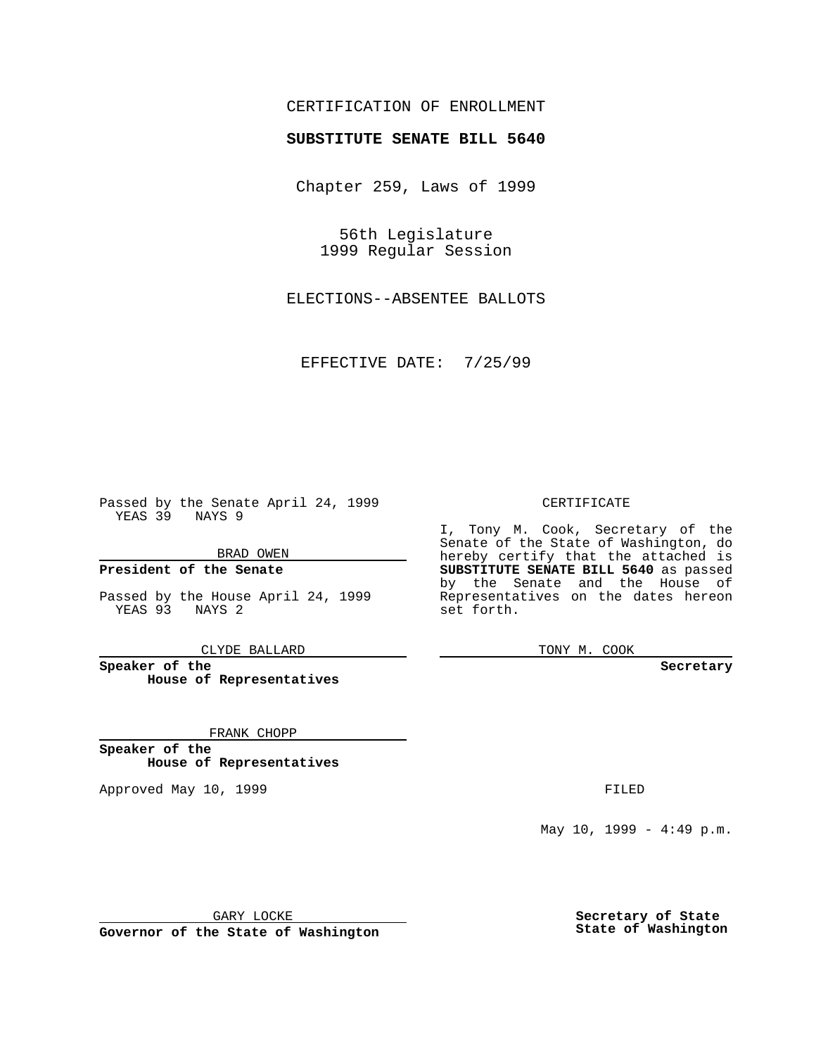CERTIFICATION OF ENROLLMENT

**SUBSTITUTE SENATE BILL 5640**

Chapter 259, Laws of 1999

56th Legislature
1999 Regular Session

ELECTIONS--ABSENTEE BALLOTS

EFFECTIVE DATE: 7/25/99

Passed by the Senate April 24, 1999
YEAS 39 NAYS 9

BRAD OWEN

**President of the Senate**

Passed by the House April 24, 1999
YEAS 93 NAYS 2

CLYDE BALLARD

**Speaker of the House of Representatives**

FRANK CHOPP

**Speaker of the House of Representatives**

Approved May 10, 1999

GARY LOCKE

**Governor of the State of Washington**

CERTIFICATE

I, Tony M. Cook, Secretary of the Senate of the State of Washington, do hereby certify that the attached is **SUBSTITUTE SENATE BILL 5640** as passed by the Senate and the House of Representatives on the dates hereon set forth.

TONY M. COOK

**Secretary**

FILED

May 10, 1999 - 4:49 p.m.

**Secretary of State**
**State of Washington**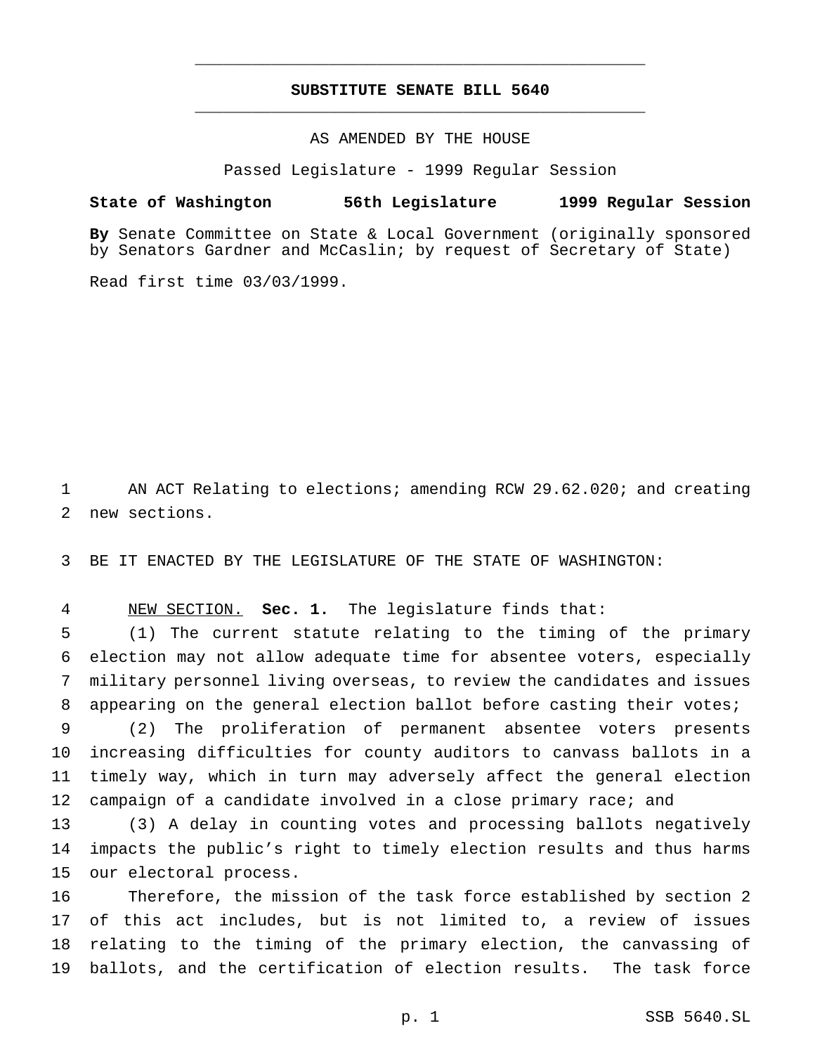# SUBSTITUTE SENATE BILL 5640

AS AMENDED BY THE HOUSE

Passed Legislature - 1999 Regular Session

**State of Washington 56th Legislature 1999 Regular Session**

**By** Senate Committee on State & Local Government (originally sponsored by Senators Gardner and McCaslin; by request of Secretary of State)

Read first time 03/03/1999.

AN ACT Relating to elections; amending RCW 29.62.020; and creating new sections.

BE IT ENACTED BY THE LEGISLATURE OF THE STATE OF WASHINGTON:

NEW SECTION. **Sec. 1.** The legislature finds that:

(1) The current statute relating to the timing of the primary election may not allow adequate time for absentee voters, especially military personnel living overseas, to review the candidates and issues appearing on the general election ballot before casting their votes;

(2) The proliferation of permanent absentee voters presents increasing difficulties for county auditors to canvass ballots in a timely way, which in turn may adversely affect the general election campaign of a candidate involved in a close primary race; and

(3) A delay in counting votes and processing ballots negatively impacts the public's right to timely election results and thus harms our electoral process.

Therefore, the mission of the task force established by section 2 of this act includes, but is not limited to, a review of issues relating to the timing of the primary election, the canvassing of ballots, and the certification of election results. The task force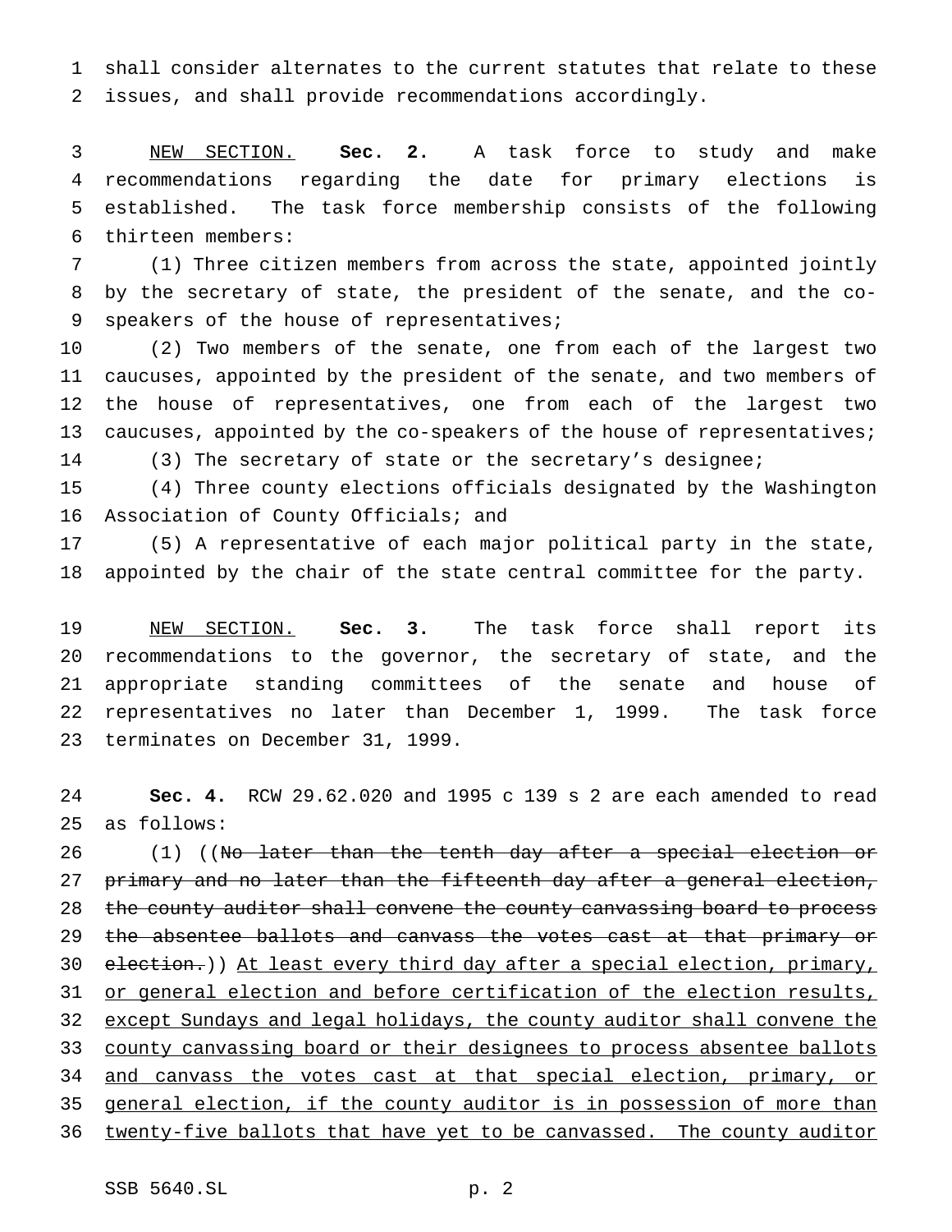shall consider alternates to the current statutes that relate to these issues, and shall provide recommendations accordingly.

NEW SECTION. **Sec. 2.** A task force to study and make recommendations regarding the date for primary elections is established. The task force membership consists of the following thirteen members:

(1) Three citizen members from across the state, appointed jointly by the secretary of state, the president of the senate, and the co-speakers of the house of representatives;

(2) Two members of the senate, one from each of the largest two caucuses, appointed by the president of the senate, and two members of the house of representatives, one from each of the largest two caucuses, appointed by the co-speakers of the house of representatives;

(3) The secretary of state or the secretary's designee;

(4) Three county elections officials designated by the Washington Association of County Officials; and

(5) A representative of each major political party in the state, appointed by the chair of the state central committee for the party.

NEW SECTION. **Sec. 3.** The task force shall report its recommendations to the governor, the secretary of state, and the appropriate standing committees of the senate and house of representatives no later than December 1, 1999. The task force terminates on December 31, 1999.

**Sec. 4.** RCW 29.62.020 and 1995 c 139 s 2 are each amended to read as follows:

(1) ((~~No later than the tenth day after a special election or primary and no later than the fifteenth day after a general election, the county auditor shall convene the county canvassing board to process the absentee ballots and canvass the votes cast at that primary or election.~~)) <u>At least every third day after a special election, primary, or general election and before certification of the election results, except Sundays and legal holidays, the county auditor shall convene the county canvassing board or their designees to process absentee ballots and canvass the votes cast at that special election, primary, or general election, if the county auditor is in possession of more than twenty-five ballots that have yet to be canvassed. The county auditor</u>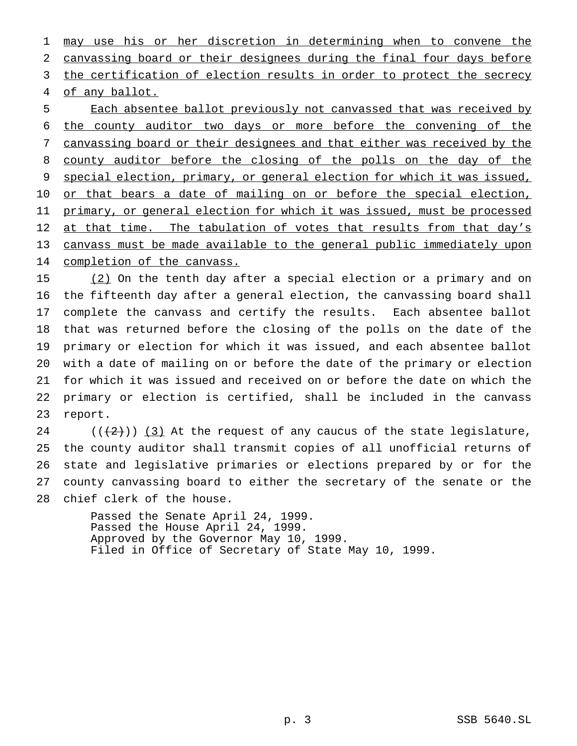may use his or her discretion in determining when to convene the canvassing board or their designees during the final four days before the certification of election results in order to protect the secrecy of any ballot.

Each absentee ballot previously not canvassed that was received by the county auditor two days or more before the convening of the canvassing board or their designees and that either was received by the county auditor before the closing of the polls on the day of the special election, primary, or general election for which it was issued, or that bears a date of mailing on or before the special election, primary, or general election for which it was issued, must be processed at that time. The tabulation of votes that results from that day's canvass must be made available to the general public immediately upon completion of the canvass.

(2) On the tenth day after a special election or a primary and on the fifteenth day after a general election, the canvassing board shall complete the canvass and certify the results. Each absentee ballot that was returned before the closing of the polls on the date of the primary or election for which it was issued, and each absentee ballot with a date of mailing on or before the date of the primary or election for which it was issued and received on or before the date on which the primary or election is certified, shall be included in the canvass report.

~~((2))~~ (3) At the request of any caucus of the state legislature, the county auditor shall transmit copies of all unofficial returns of state and legislative primaries or elections prepared by or for the county canvassing board to either the secretary of the senate or the chief clerk of the house.

Passed the Senate April 24, 1999.
Passed the House April 24, 1999.
Approved by the Governor May 10, 1999.
Filed in Office of Secretary of State May 10, 1999.